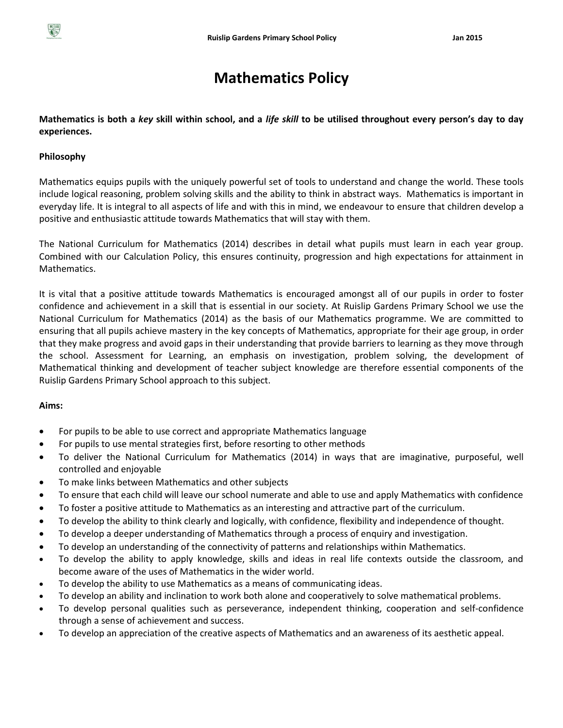# Mathematics Policy

**Mathematics is both a *key* skill within school, and a *life skill* to be utilised throughout every person's day to day experiences.**

**Philosophy**

Mathematics equips pupils with the uniquely powerful set of tools to understand and change the world. These tools include logical reasoning, problem solving skills and the ability to think in abstract ways. Mathematics is important in everyday life. It is integral to all aspects of life and with this in mind, we endeavour to ensure that children develop a positive and enthusiastic attitude towards Mathematics that will stay with them.

The National Curriculum for Mathematics (2014) describes in detail what pupils must learn in each year group. Combined with our Calculation Policy, this ensures continuity, progression and high expectations for attainment in Mathematics.

It is vital that a positive attitude towards Mathematics is encouraged amongst all of our pupils in order to foster confidence and achievement in a skill that is essential in our society. At Ruislip Gardens Primary School we use the National Curriculum for Mathematics (2014) as the basis of our Mathematics programme. We are committed to ensuring that all pupils achieve mastery in the key concepts of Mathematics, appropriate for their age group, in order that they make progress and avoid gaps in their understanding that provide barriers to learning as they move through the school. Assessment for Learning, an emphasis on investigation, problem solving, the development of Mathematical thinking and development of teacher subject knowledge are therefore essential components of the Ruislip Gardens Primary School approach to this subject.

**Aims:**

- For pupils to be able to use correct and appropriate Mathematics language
- For pupils to use mental strategies first, before resorting to other methods
- To deliver the National Curriculum for Mathematics (2014) in ways that are imaginative, purposeful, well controlled and enjoyable
- To make links between Mathematics and other subjects
- To ensure that each child will leave our school numerate and able to use and apply Mathematics with confidence
- To foster a positive attitude to Mathematics as an interesting and attractive part of the curriculum.
- To develop the ability to think clearly and logically, with confidence, flexibility and independence of thought.
- To develop a deeper understanding of Mathematics through a process of enquiry and investigation.
- To develop an understanding of the connectivity of patterns and relationships within Mathematics.
- To develop the ability to apply knowledge, skills and ideas in real life contexts outside the classroom, and become aware of the uses of Mathematics in the wider world.
- To develop the ability to use Mathematics as a means of communicating ideas.
- To develop an ability and inclination to work both alone and cooperatively to solve mathematical problems.
- To develop personal qualities such as perseverance, independent thinking, cooperation and self-confidence through a sense of achievement and success.
- To develop an appreciation of the creative aspects of Mathematics and an awareness of its aesthetic appeal.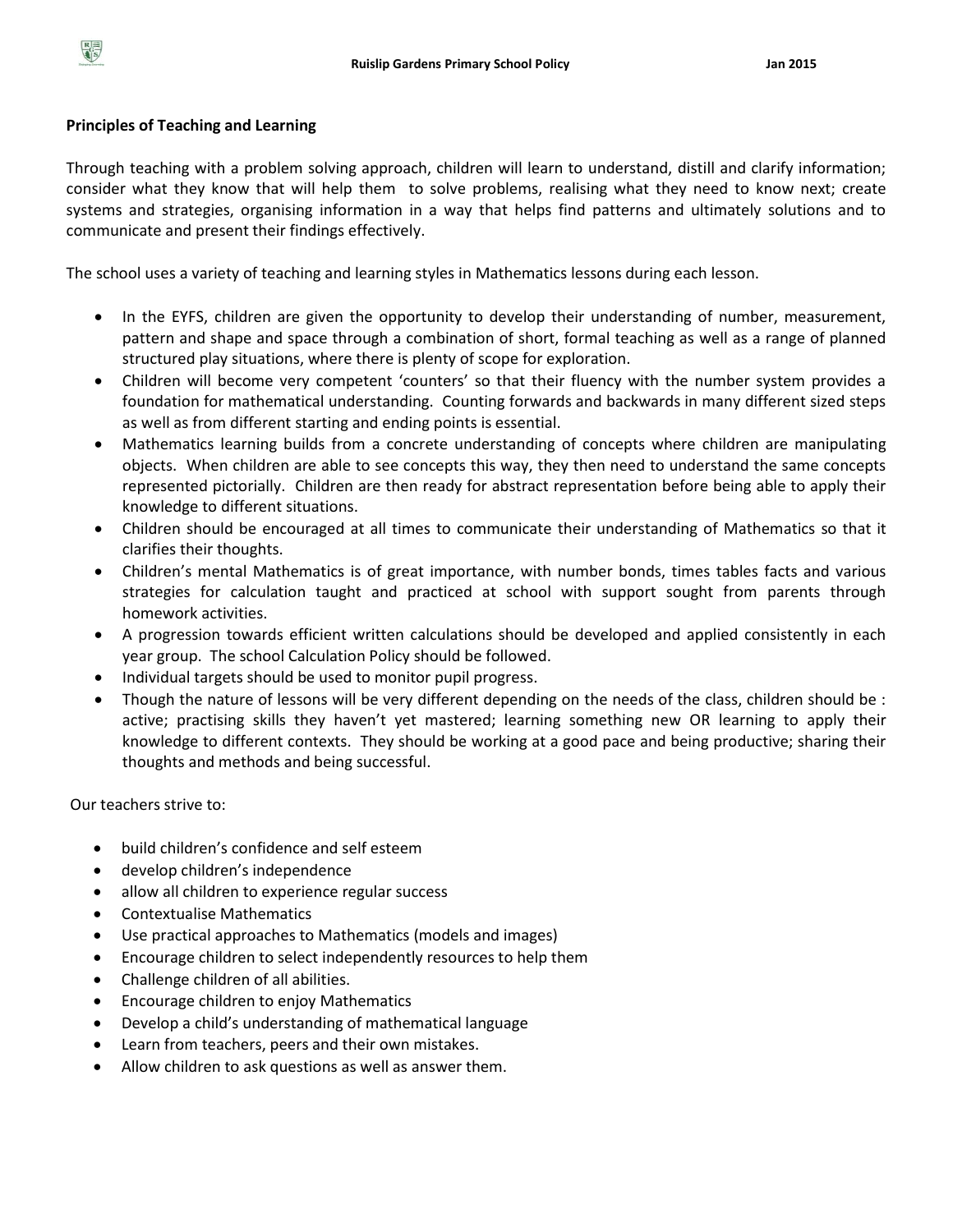**Principles of Teaching and Learning**

Through teaching with a problem solving approach, children will learn to understand, distill and clarify information; consider what they know that will help them to solve problems, realising what they need to know next; create systems and strategies, organising information in a way that helps find patterns and ultimately solutions and to communicate and present their findings effectively.

The school uses a variety of teaching and learning styles in Mathematics lessons during each lesson.

- In the EYFS, children are given the opportunity to develop their understanding of number, measurement, pattern and shape and space through a combination of short, formal teaching as well as a range of planned structured play situations, where there is plenty of scope for exploration.
- Children will become very competent 'counters' so that their fluency with the number system provides a foundation for mathematical understanding. Counting forwards and backwards in many different sized steps as well as from different starting and ending points is essential.
- Mathematics learning builds from a concrete understanding of concepts where children are manipulating objects. When children are able to see concepts this way, they then need to understand the same concepts represented pictorially. Children are then ready for abstract representation before being able to apply their knowledge to different situations.
- Children should be encouraged at all times to communicate their understanding of Mathematics so that it clarifies their thoughts.
- Children's mental Mathematics is of great importance, with number bonds, times tables facts and various strategies for calculation taught and practiced at school with support sought from parents through homework activities.
- A progression towards efficient written calculations should be developed and applied consistently in each year group. The school Calculation Policy should be followed.
- Individual targets should be used to monitor pupil progress.
- Though the nature of lessons will be very different depending on the needs of the class, children should be : active; practising skills they haven't yet mastered; learning something new OR learning to apply their knowledge to different contexts. They should be working at a good pace and being productive; sharing their thoughts and methods and being successful.

Our teachers strive to:

- build children's confidence and self esteem
- develop children's independence
- allow all children to experience regular success
- Contextualise Mathematics
- Use practical approaches to Mathematics (models and images)
- Encourage children to select independently resources to help them
- Challenge children of all abilities.
- Encourage children to enjoy Mathematics
- Develop a child's understanding of mathematical language
- Learn from teachers, peers and their own mistakes.
- Allow children to ask questions as well as answer them.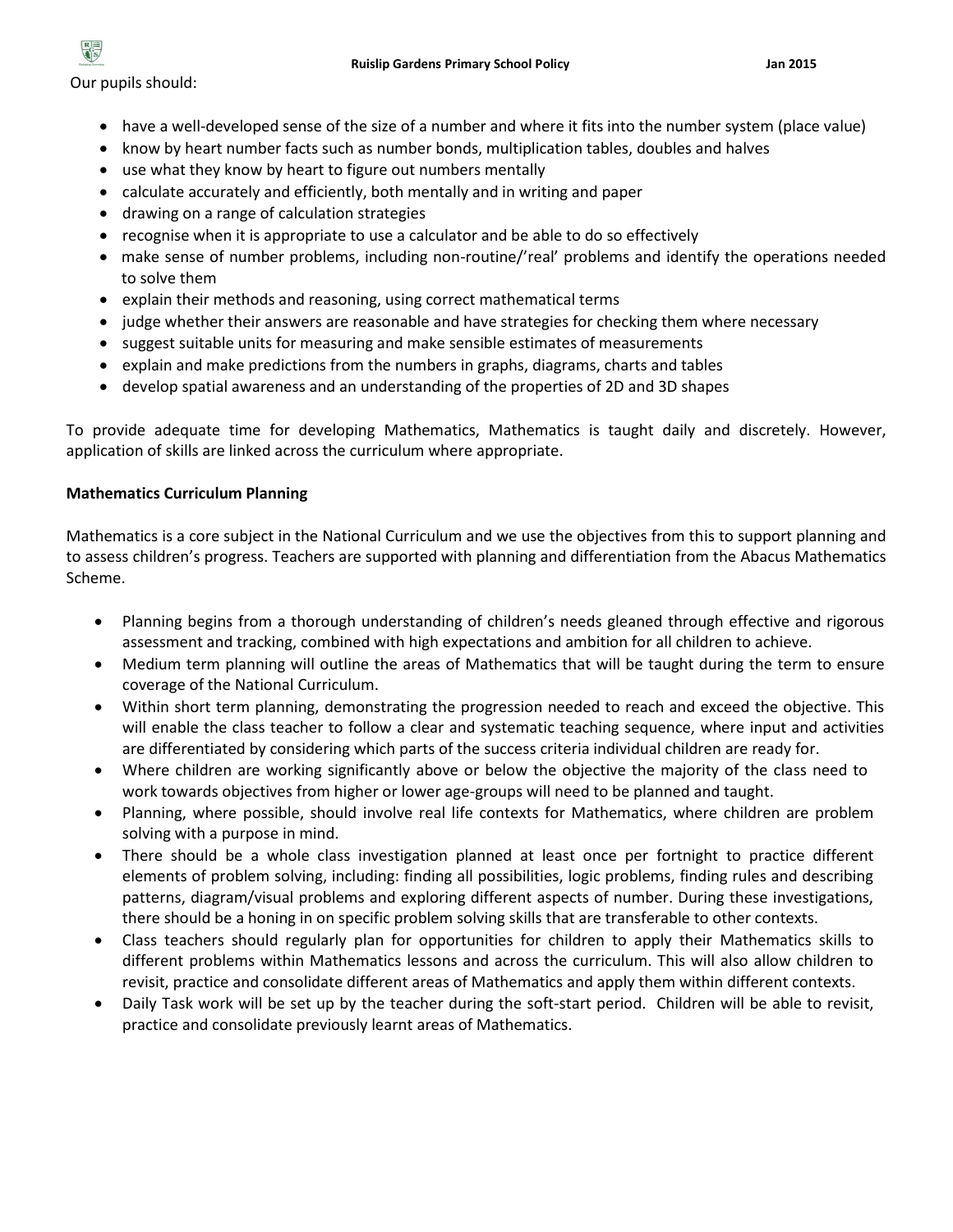Our pupils should:

- have a well-developed sense of the size of a number and where it fits into the number system (place value)
- know by heart number facts such as number bonds, multiplication tables, doubles and halves
- use what they know by heart to figure out numbers mentally
- calculate accurately and efficiently, both mentally and in writing and paper
- drawing on a range of calculation strategies
- recognise when it is appropriate to use a calculator and be able to do so effectively
- make sense of number problems, including non-routine/'real' problems and identify the operations needed to solve them
- explain their methods and reasoning, using correct mathematical terms
- judge whether their answers are reasonable and have strategies for checking them where necessary
- suggest suitable units for measuring and make sensible estimates of measurements
- explain and make predictions from the numbers in graphs, diagrams, charts and tables
- develop spatial awareness and an understanding of the properties of 2D and 3D shapes

To provide adequate time for developing Mathematics, Mathematics is taught daily and discretely. However, application of skills are linked across the curriculum where appropriate.

**Mathematics Curriculum Planning**

Mathematics is a core subject in the National Curriculum and we use the objectives from this to support planning and to assess children's progress. Teachers are supported with planning and differentiation from the Abacus Mathematics Scheme.

- Planning begins from a thorough understanding of children's needs gleaned through effective and rigorous assessment and tracking, combined with high expectations and ambition for all children to achieve.
- Medium term planning will outline the areas of Mathematics that will be taught during the term to ensure coverage of the National Curriculum.
- Within short term planning, demonstrating the progression needed to reach and exceed the objective. This will enable the class teacher to follow a clear and systematic teaching sequence, where input and activities are differentiated by considering which parts of the success criteria individual children are ready for.
- Where children are working significantly above or below the objective the majority of the class need to work towards objectives from higher or lower age-groups will need to be planned and taught.
- Planning, where possible, should involve real life contexts for Mathematics, where children are problem solving with a purpose in mind.
- There should be a whole class investigation planned at least once per fortnight to practice different elements of problem solving, including: finding all possibilities, logic problems, finding rules and describing patterns, diagram/visual problems and exploring different aspects of number. During these investigations, there should be a honing in on specific problem solving skills that are transferable to other contexts.
- Class teachers should regularly plan for opportunities for children to apply their Mathematics skills to different problems within Mathematics lessons and across the curriculum. This will also allow children to revisit, practice and consolidate different areas of Mathematics and apply them within different contexts.
- Daily Task work will be set up by the teacher during the soft-start period. Children will be able to revisit, practice and consolidate previously learnt areas of Mathematics.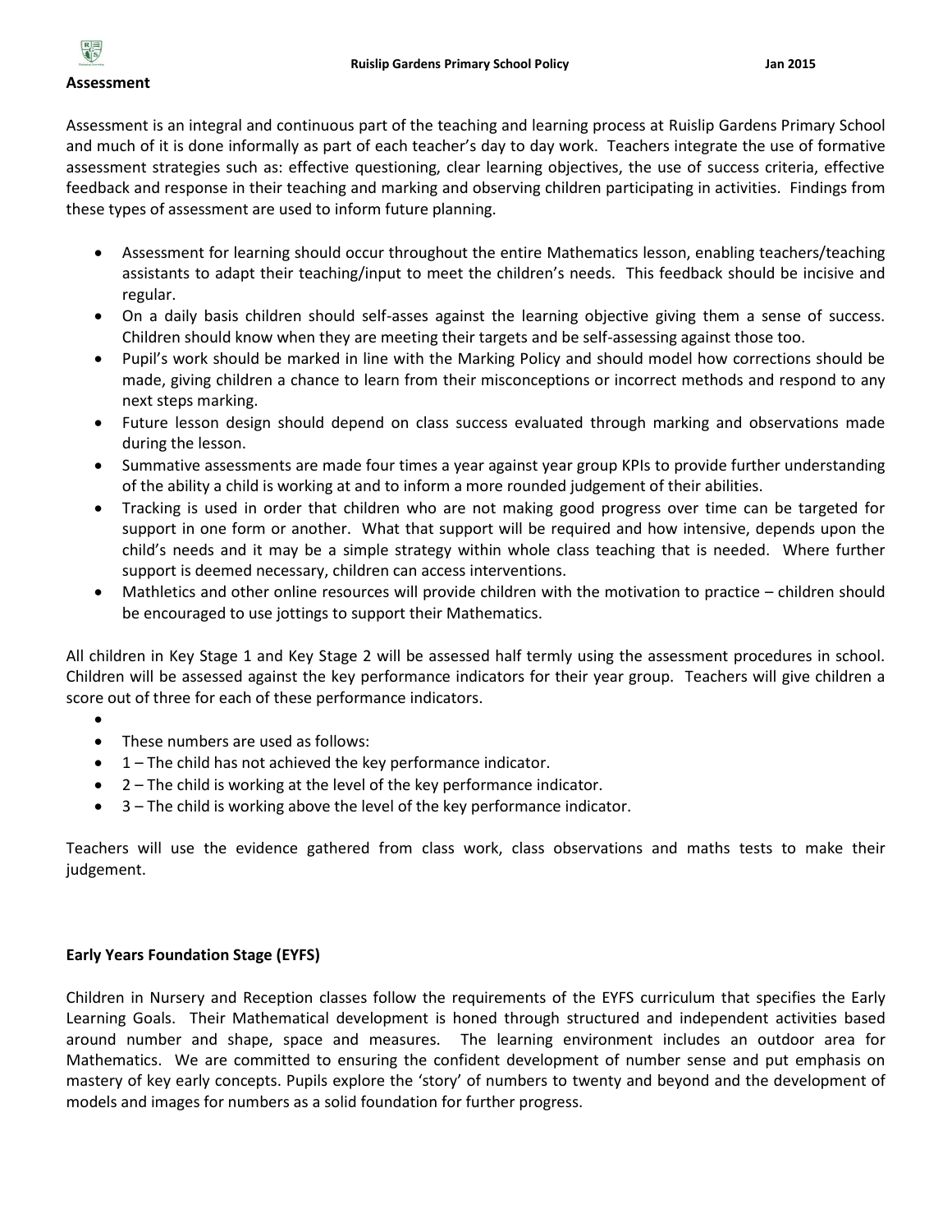## Assessment

Assessment is an integral and continuous part of the teaching and learning process at Ruislip Gardens Primary School and much of it is done informally as part of each teacher's day to day work. Teachers integrate the use of formative assessment strategies such as: effective questioning, clear learning objectives, the use of success criteria, effective feedback and response in their teaching and marking and observing children participating in activities. Findings from these types of assessment are used to inform future planning.

- Assessment for learning should occur throughout the entire Mathematics lesson, enabling teachers/teaching assistants to adapt their teaching/input to meet the children's needs. This feedback should be incisive and regular.
- On a daily basis children should self-asses against the learning objective giving them a sense of success. Children should know when they are meeting their targets and be self-assessing against those too.
- Pupil's work should be marked in line with the Marking Policy and should model how corrections should be made, giving children a chance to learn from their misconceptions or incorrect methods and respond to any next steps marking.
- Future lesson design should depend on class success evaluated through marking and observations made during the lesson.
- Summative assessments are made four times a year against year group KPIs to provide further understanding of the ability a child is working at and to inform a more rounded judgement of their abilities.
- Tracking is used in order that children who are not making good progress over time can be targeted for support in one form or another. What that support will be required and how intensive, depends upon the child's needs and it may be a simple strategy within whole class teaching that is needed. Where further support is deemed necessary, children can access interventions.
- Mathletics and other online resources will provide children with the motivation to practice – children should be encouraged to use jottings to support their Mathematics.

All children in Key Stage 1 and Key Stage 2 will be assessed half termly using the assessment procedures in school. Children will be assessed against the key performance indicators for their year group. Teachers will give children a score out of three for each of these performance indicators.

- These numbers are used as follows:
- 1 – The child has not achieved the key performance indicator.
- 2 – The child is working at the level of the key performance indicator.
- 3 – The child is working above the level of the key performance indicator.

Teachers will use the evidence gathered from class work, class observations and maths tests to make their judgement.

## Early Years Foundation Stage (EYFS)

Children in Nursery and Reception classes follow the requirements of the EYFS curriculum that specifies the Early Learning Goals. Their Mathematical development is honed through structured and independent activities based around number and shape, space and measures. The learning environment includes an outdoor area for Mathematics. We are committed to ensuring the confident development of number sense and put emphasis on mastery of key early concepts. Pupils explore the 'story' of numbers to twenty and beyond and the development of models and images for numbers as a solid foundation for further progress.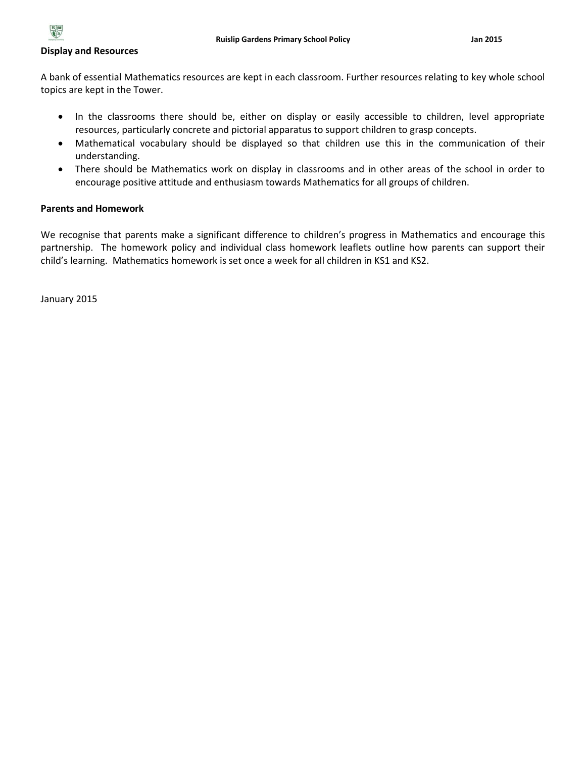**Display and Resources**

A bank of essential Mathematics resources are kept in each classroom. Further resources relating to key whole school topics are kept in the Tower.

- In the classrooms there should be, either on display or easily accessible to children, level appropriate resources, particularly concrete and pictorial apparatus to support children to grasp concepts.
- Mathematical vocabulary should be displayed so that children use this in the communication of their understanding.
- There should be Mathematics work on display in classrooms and in other areas of the school in order to encourage positive attitude and enthusiasm towards Mathematics for all groups of children.

**Parents and Homework**

We recognise that parents make a significant difference to children's progress in Mathematics and encourage this partnership. The homework policy and individual class homework leaflets outline how parents can support their child's learning. Mathematics homework is set once a week for all children in KS1 and KS2.

January 2015